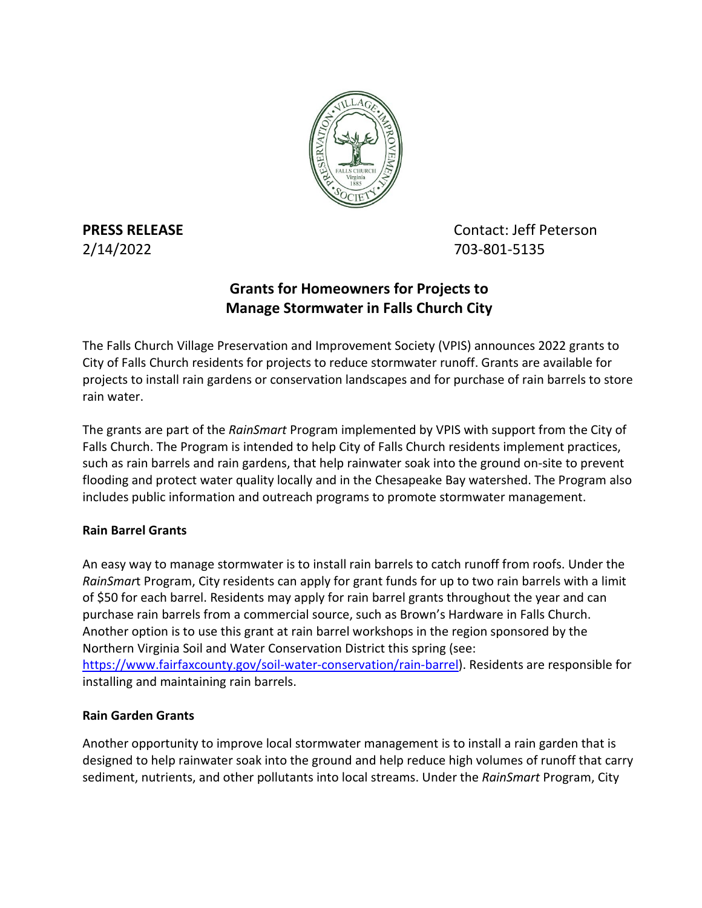**PRESS RELEASE**
2/14/2022

Contact: Jeff Peterson
703-801-5135

## Grants for Homeowners for Projects to Manage Stormwater in Falls Church City

The Falls Church Village Preservation and Improvement Society (VPIS) announces 2022 grants to City of Falls Church residents for projects to reduce stormwater runoff. Grants are available for projects to install rain gardens or conservation landscapes and for purchase of rain barrels to store rain water.

The grants are part of the *RainSmart* Program implemented by VPIS with support from the City of Falls Church. The Program is intended to help City of Falls Church residents implement practices, such as rain barrels and rain gardens, that help rainwater soak into the ground on-site to prevent flooding and protect water quality locally and in the Chesapeake Bay watershed. The Program also includes public information and outreach programs to promote stormwater management.

### Rain Barrel Grants

An easy way to manage stormwater is to install rain barrels to catch runoff from roofs. Under the *RainSmar*t Program, City residents can apply for grant funds for up to two rain barrels with a limit of $50 for each barrel. Residents may apply for rain barrel grants throughout the year and can purchase rain barrels from a commercial source, such as Brown's Hardware in Falls Church. Another option is to use this grant at rain barrel workshops in the region sponsored by the Northern Virginia Soil and Water Conservation District this spring (see: https://www.fairfaxcounty.gov/soil-water-conservation/rain-barrel). Residents are responsible for installing and maintaining rain barrels.

### Rain Garden Grants

Another opportunity to improve local stormwater management is to install a rain garden that is designed to help rainwater soak into the ground and help reduce high volumes of runoff that carry sediment, nutrients, and other pollutants into local streams. Under the *RainSmart* Program, City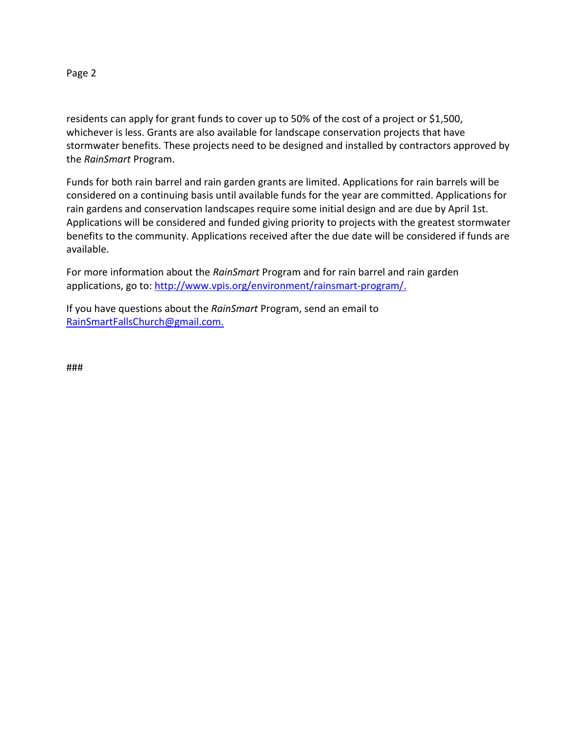residents can apply for grant funds to cover up to 50% of the cost of a project or $1,500, whichever is less. Grants are also available for landscape conservation projects that have stormwater benefits. These projects need to be designed and installed by contractors approved by the *RainSmart* Program.

Funds for both rain barrel and rain garden grants are limited. Applications for rain barrels will be considered on a continuing basis until available funds for the year are committed. Applications for rain gardens and conservation landscapes require some initial design and are due by April 1st. Applications will be considered and funded giving priority to projects with the greatest stormwater benefits to the community. Applications received after the due date will be considered if funds are available.

For more information about the *RainSmart* Program and for rain barrel and rain garden applications, go to: [http://www.vpis.org/environment/rainsmart-program/.](http://www.vpis.org/environment/rainsmart-program/)

If you have questions about the *RainSmart* Program, send an email to [RainSmartFallsChurch@gmail.com.](mailto:RainSmartFallsChurch@gmail.com)

###